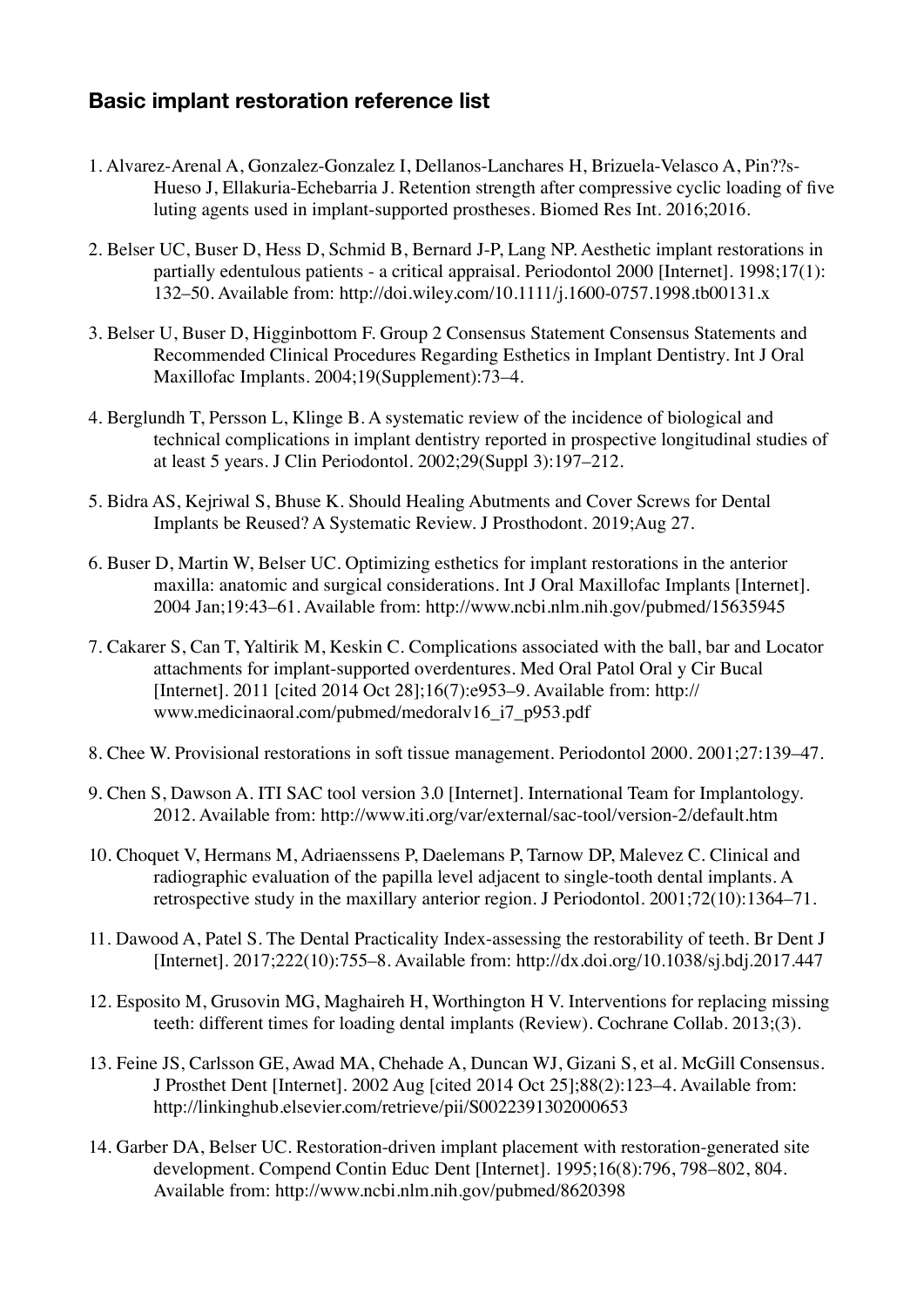## Basic implant restoration reference list

1. Alvarez-Arenal A, Gonzalez-Gonzalez I, Dellanos-Lanchares H, Brizuela-Velasco A, Pin??s-Hueso J, Ellakuria-Echebarria J. Retention strength after compressive cyclic loading of five luting agents used in implant-supported prostheses. Biomed Res Int. 2016;2016.

2. Belser UC, Buser D, Hess D, Schmid B, Bernard J-P, Lang NP. Aesthetic implant restorations in partially edentulous patients - a critical appraisal. Periodontol 2000 [Internet]. 1998;17(1):132–50. Available from: http://doi.wiley.com/10.1111/j.1600-0757.1998.tb00131.x

3. Belser U, Buser D, Higginbottom F. Group 2 Consensus Statement Consensus Statements and Recommended Clinical Procedures Regarding Esthetics in Implant Dentistry. Int J Oral Maxillofac Implants. 2004;19(Supplement):73–4.

4. Berglundh T, Persson L, Klinge B. A systematic review of the incidence of biological and technical complications in implant dentistry reported in prospective longitudinal studies of at least 5 years. J Clin Periodontol. 2002;29(Suppl 3):197–212.

5. Bidra AS, Kejriwal S, Bhuse K. Should Healing Abutments and Cover Screws for Dental Implants be Reused? A Systematic Review. J Prosthodont. 2019;Aug 27.

6. Buser D, Martin W, Belser UC. Optimizing esthetics for implant restorations in the anterior maxilla: anatomic and surgical considerations. Int J Oral Maxillofac Implants [Internet]. 2004 Jan;19:43–61. Available from: http://www.ncbi.nlm.nih.gov/pubmed/15635945

7. Cakarer S, Can T, Yaltirik M, Keskin C. Complications associated with the ball, bar and Locator attachments for implant-supported overdentures. Med Oral Patol Oral y Cir Bucal [Internet]. 2011 [cited 2014 Oct 28];16(7):e953–9. Available from: http://www.medicinaoral.com/pubmed/medoralv16_i7_p953.pdf

8. Chee W. Provisional restorations in soft tissue management. Periodontol 2000. 2001;27:139–47.

9. Chen S, Dawson A. ITI SAC tool version 3.0 [Internet]. International Team for Implantology. 2012. Available from: http://www.iti.org/var/external/sac-tool/version-2/default.htm

10. Choquet V, Hermans M, Adriaenssens P, Daelemans P, Tarnow DP, Malevez C. Clinical and radiographic evaluation of the papilla level adjacent to single-tooth dental implants. A retrospective study in the maxillary anterior region. J Periodontol. 2001;72(10):1364–71.

11. Dawood A, Patel S. The Dental Practicality Index-assessing the restorability of teeth. Br Dent J [Internet]. 2017;222(10):755–8. Available from: http://dx.doi.org/10.1038/sj.bdj.2017.447

12. Esposito M, Grusovin MG, Maghaireh H, Worthington H V. Interventions for replacing missing teeth: different times for loading dental implants (Review). Cochrane Collab. 2013;(3).

13. Feine JS, Carlsson GE, Awad MA, Chehade A, Duncan WJ, Gizani S, et al. McGill Consensus. J Prosthet Dent [Internet]. 2002 Aug [cited 2014 Oct 25];88(2):123–4. Available from: http://linkinghub.elsevier.com/retrieve/pii/S0022391302000653

14. Garber DA, Belser UC. Restoration-driven implant placement with restoration-generated site development. Compend Contin Educ Dent [Internet]. 1995;16(8):796, 798–802, 804. Available from: http://www.ncbi.nlm.nih.gov/pubmed/8620398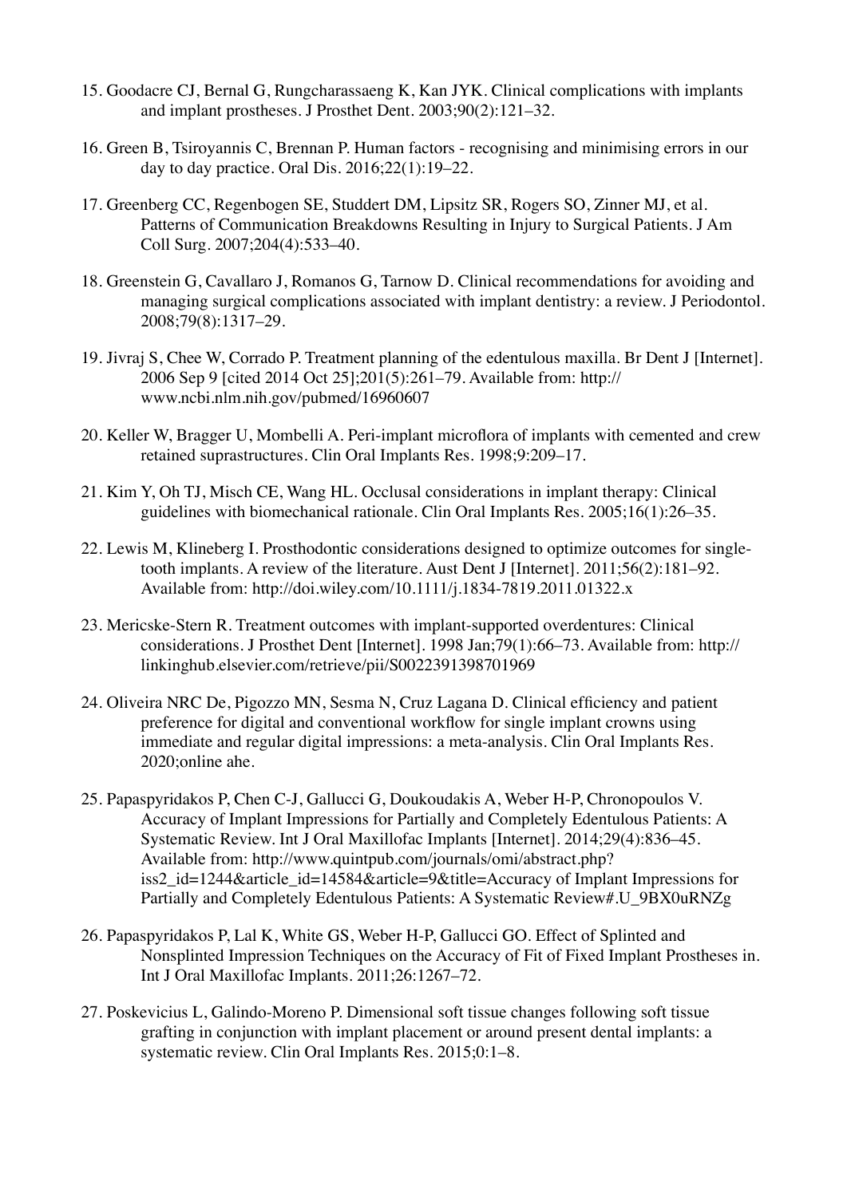15. Goodacre CJ, Bernal G, Rungcharassaeng K, Kan JYK. Clinical complications with implants and implant prostheses. J Prosthet Dent. 2003;90(2):121–32.

16. Green B, Tsiroyannis C, Brennan P. Human factors - recognising and minimising errors in our day to day practice. Oral Dis. 2016;22(1):19–22.

17. Greenberg CC, Regenbogen SE, Studdert DM, Lipsitz SR, Rogers SO, Zinner MJ, et al. Patterns of Communication Breakdowns Resulting in Injury to Surgical Patients. J Am Coll Surg. 2007;204(4):533–40.

18. Greenstein G, Cavallaro J, Romanos G, Tarnow D. Clinical recommendations for avoiding and managing surgical complications associated with implant dentistry: a review. J Periodontol. 2008;79(8):1317–29.

19. Jivraj S, Chee W, Corrado P. Treatment planning of the edentulous maxilla. Br Dent J [Internet]. 2006 Sep 9 [cited 2014 Oct 25];201(5):261–79. Available from: http://www.ncbi.nlm.nih.gov/pubmed/16960607

20. Keller W, Bragger U, Mombelli A. Peri-implant microflora of implants with cemented and crew retained suprastructures. Clin Oral Implants Res. 1998;9:209–17.

21. Kim Y, Oh TJ, Misch CE, Wang HL. Occlusal considerations in implant therapy: Clinical guidelines with biomechanical rationale. Clin Oral Implants Res. 2005;16(1):26–35.

22. Lewis M, Klineberg I. Prosthodontic considerations designed to optimize outcomes for single-tooth implants. A review of the literature. Aust Dent J [Internet]. 2011;56(2):181–92. Available from: http://doi.wiley.com/10.1111/j.1834-7819.2011.01322.x

23. Mericske-Stern R. Treatment outcomes with implant-supported overdentures: Clinical considerations. J Prosthet Dent [Internet]. 1998 Jan;79(1):66–73. Available from: http://linkinghub.elsevier.com/retrieve/pii/S0022391398701969

24. Oliveira NRC De, Pigozzo MN, Sesma N, Cruz Lagana D. Clinical efficiency and patient preference for digital and conventional workflow for single implant crowns using immediate and regular digital impressions: a meta-analysis. Clin Oral Implants Res. 2020;online ahe.

25. Papaspyridakos P, Chen C-J, Gallucci G, Doukoudakis A, Weber H-P, Chronopoulos V. Accuracy of Implant Impressions for Partially and Completely Edentulous Patients: A Systematic Review. Int J Oral Maxillofac Implants [Internet]. 2014;29(4):836–45. Available from: http://www.quintpub.com/journals/omi/abstract.php?iss2_id=1244&article_id=14584&article=9&title=Accuracy of Implant Impressions for Partially and Completely Edentulous Patients: A Systematic Review#.U_9BX0uRNZg

26. Papaspyridakos P, Lal K, White GS, Weber H-P, Gallucci GO. Effect of Splinted and Nonsplinted Impression Techniques on the Accuracy of Fit of Fixed Implant Prostheses in. Int J Oral Maxillofac Implants. 2011;26:1267–72.

27. Poskevicius L, Galindo-Moreno P. Dimensional soft tissue changes following soft tissue grafting in conjunction with implant placement or around present dental implants: a systematic review. Clin Oral Implants Res. 2015;0:1–8.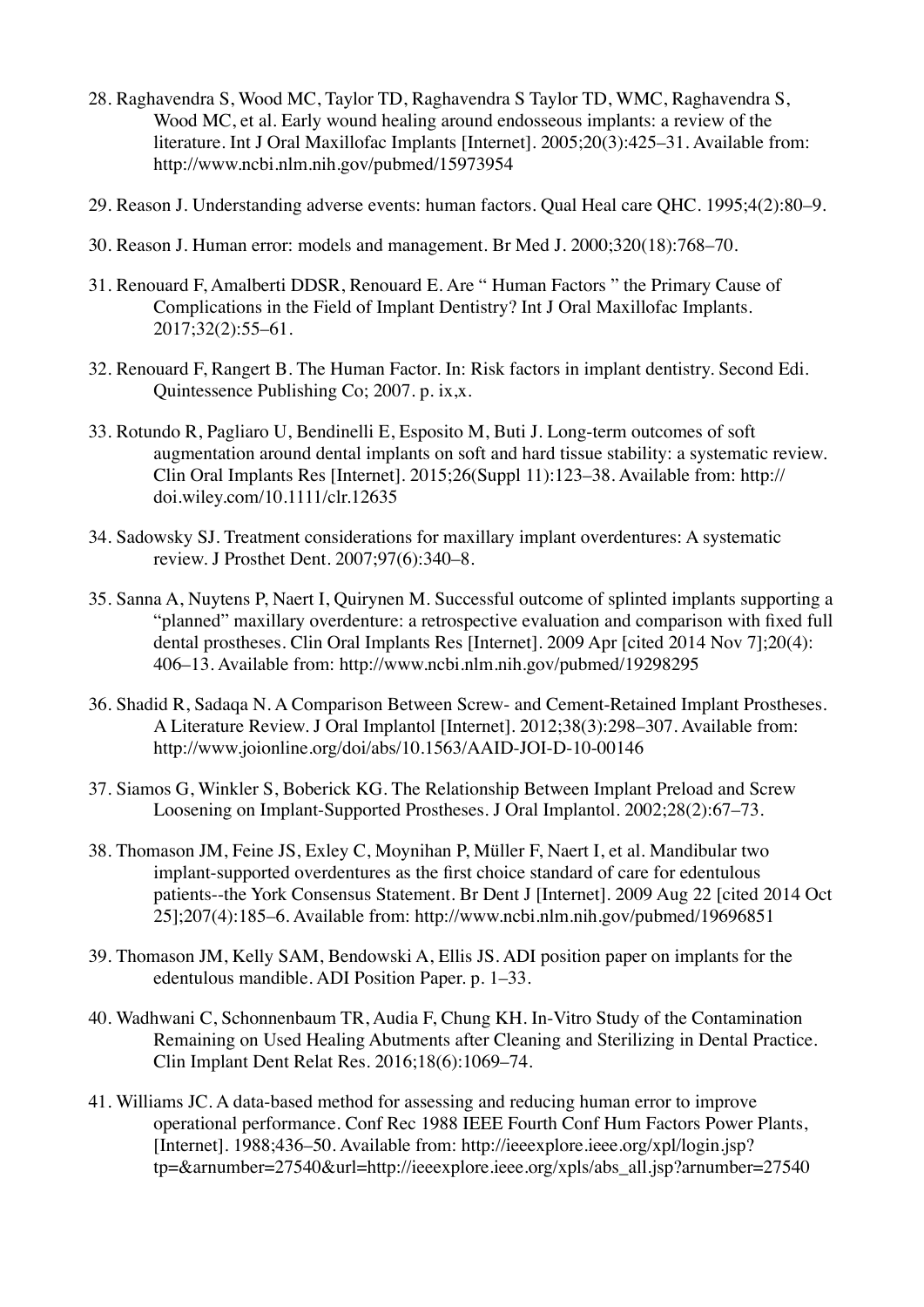28. Raghavendra S, Wood MC, Taylor TD, Raghavendra S Taylor TD, WMC, Raghavendra S, Wood MC, et al. Early wound healing around endosseous implants: a review of the literature. Int J Oral Maxillofac Implants [Internet]. 2005;20(3):425–31. Available from: http://www.ncbi.nlm.nih.gov/pubmed/15973954

29. Reason J. Understanding adverse events: human factors. Qual Heal care QHC. 1995;4(2):80–9.

30. Reason J. Human error: models and management. Br Med J. 2000;320(18):768–70.

31. Renouard F, Amalberti DDSR, Renouard E. Are " Human Factors " the Primary Cause of Complications in the Field of Implant Dentistry? Int J Oral Maxillofac Implants. 2017;32(2):55–61.

32. Renouard F, Rangert B. The Human Factor. In: Risk factors in implant dentistry. Second Edi. Quintessence Publishing Co; 2007. p. ix,x.

33. Rotundo R, Pagliaro U, Bendinelli E, Esposito M, Buti J. Long-term outcomes of soft augmentation around dental implants on soft and hard tissue stability: a systematic review. Clin Oral Implants Res [Internet]. 2015;26(Suppl 11):123–38. Available from: http://doi.wiley.com/10.1111/clr.12635

34. Sadowsky SJ. Treatment considerations for maxillary implant overdentures: A systematic review. J Prosthet Dent. 2007;97(6):340–8.

35. Sanna A, Nuytens P, Naert I, Quirynen M. Successful outcome of splinted implants supporting a "planned" maxillary overdenture: a retrospective evaluation and comparison with fixed full dental prostheses. Clin Oral Implants Res [Internet]. 2009 Apr [cited 2014 Nov 7];20(4): 406–13. Available from: http://www.ncbi.nlm.nih.gov/pubmed/19298295

36. Shadid R, Sadaqa N. A Comparison Between Screw- and Cement-Retained Implant Prostheses. A Literature Review. J Oral Implantol [Internet]. 2012;38(3):298–307. Available from: http://www.joionline.org/doi/abs/10.1563/AAID-JOI-D-10-00146

37. Siamos G, Winkler S, Boberick KG. The Relationship Between Implant Preload and Screw Loosening on Implant-Supported Prostheses. J Oral Implantol. 2002;28(2):67–73.

38. Thomason JM, Feine JS, Exley C, Moynihan P, Müller F, Naert I, et al. Mandibular two implant-supported overdentures as the first choice standard of care for edentulous patients--the York Consensus Statement. Br Dent J [Internet]. 2009 Aug 22 [cited 2014 Oct 25];207(4):185–6. Available from: http://www.ncbi.nlm.nih.gov/pubmed/19696851

39. Thomason JM, Kelly SAM, Bendowski A, Ellis JS. ADI position paper on implants for the edentulous mandible. ADI Position Paper. p. 1–33.

40. Wadhwani C, Schonnenbaum TR, Audia F, Chung KH. In-Vitro Study of the Contamination Remaining on Used Healing Abutments after Cleaning and Sterilizing in Dental Practice. Clin Implant Dent Relat Res. 2016;18(6):1069–74.

41. Williams JC. A data-based method for assessing and reducing human error to improve operational performance. Conf Rec 1988 IEEE Fourth Conf Hum Factors Power Plants, [Internet]. 1988;436–50. Available from: http://ieeexplore.ieee.org/xpl/login.jsp?tp=&arnumber=27540&url=http://ieeexplore.ieee.org/xpls/abs_all.jsp?arnumber=27540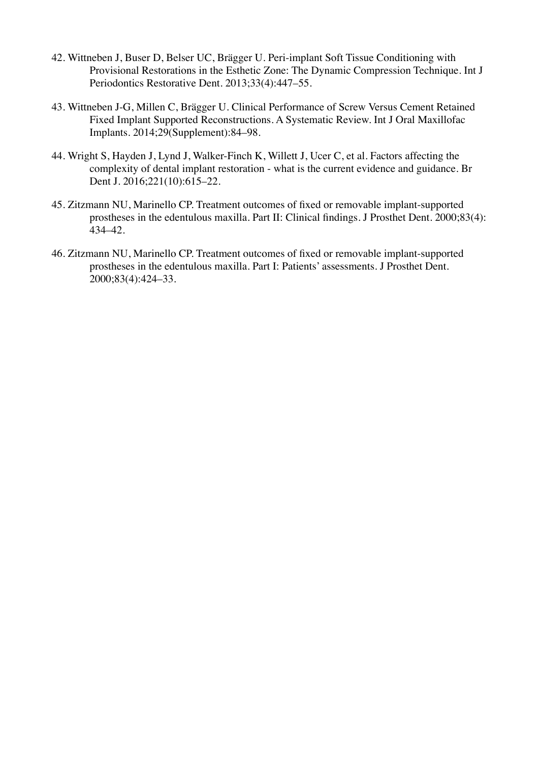42. Wittneben J, Buser D, Belser UC, Brägger U. Peri-implant Soft Tissue Conditioning with Provisional Restorations in the Esthetic Zone: The Dynamic Compression Technique. Int J Periodontics Restorative Dent. 2013;33(4):447–55.

43. Wittneben J-G, Millen C, Brägger U. Clinical Performance of Screw Versus Cement Retained Fixed Implant Supported Reconstructions. A Systematic Review. Int J Oral Maxillofac Implants. 2014;29(Supplement):84–98.

44. Wright S, Hayden J, Lynd J, Walker-Finch K, Willett J, Ucer C, et al. Factors affecting the complexity of dental implant restoration - what is the current evidence and guidance. Br Dent J. 2016;221(10):615–22.

45. Zitzmann NU, Marinello CP. Treatment outcomes of fixed or removable implant-supported prostheses in the edentulous maxilla. Part II: Clinical findings. J Prosthet Dent. 2000;83(4):434–42.

46. Zitzmann NU, Marinello CP. Treatment outcomes of fixed or removable implant-supported prostheses in the edentulous maxilla. Part I: Patients' assessments. J Prosthet Dent. 2000;83(4):424–33.